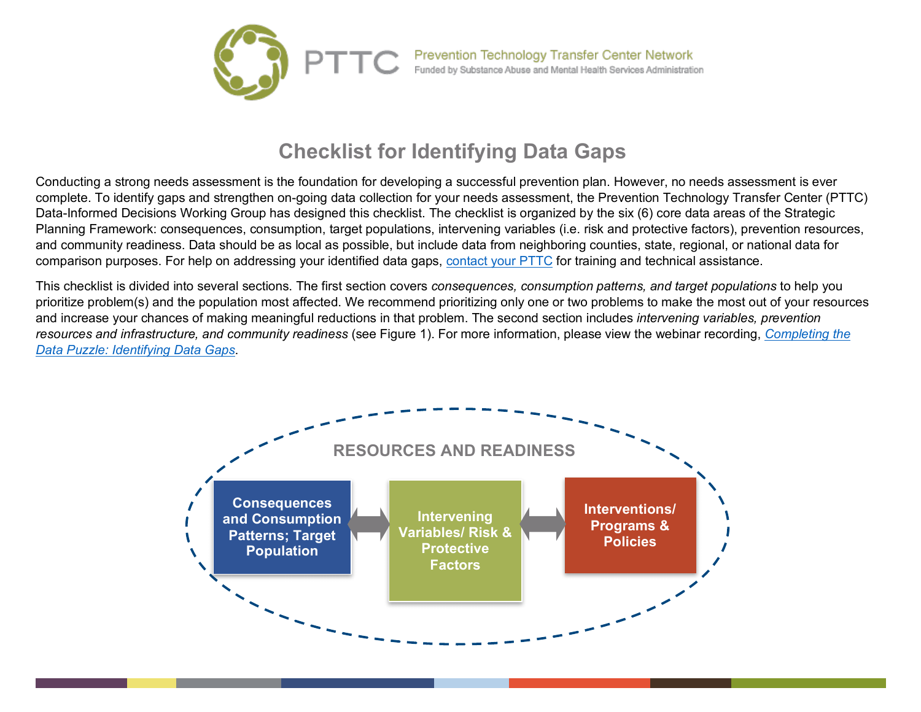PTTC Prevention Technology Transfer Center Network
Funded by Substance Abuse and Mental Health Services Administration

# Checklist for Identifying Data Gaps

Conducting a strong needs assessment is the foundation for developing a successful prevention plan. However, no needs assessment is ever complete. To identify gaps and strengthen on-going data collection for your needs assessment, the Prevention Technology Transfer Center (PTTC) Data-Informed Decisions Working Group has designed this checklist. The checklist is organized by the six (6) core data areas of the Strategic Planning Framework: consequences, consumption, target populations, intervening variables (i.e. risk and protective factors), prevention resources, and community readiness. Data should be as local as possible, but include data from neighboring counties, state, regional, or national data for comparison purposes. For help on addressing your identified data gaps, [contact your PTTC](contact your PTTC) for training and technical assistance.

This checklist is divided into several sections. The first section covers *consequences, consumption patterns, and target populations* to help you prioritize problem(s) and the population most affected. We recommend prioritizing only one or two problems to make the most out of your resources and increase your chances of making meaningful reductions in that problem. The second section includes *intervening variables, prevention resources and infrastructure, and community readiness* (see Figure 1). For more information, please view the webinar recording, *Completing the Data Puzzle: Identifying Data Gaps*.

RESOURCES AND READINESS

Consequences and Consumption Patterns; Target Population ⟷ Intervening Variables/ Risk & Protective Factors ⟷ Interventions/ Programs & Policies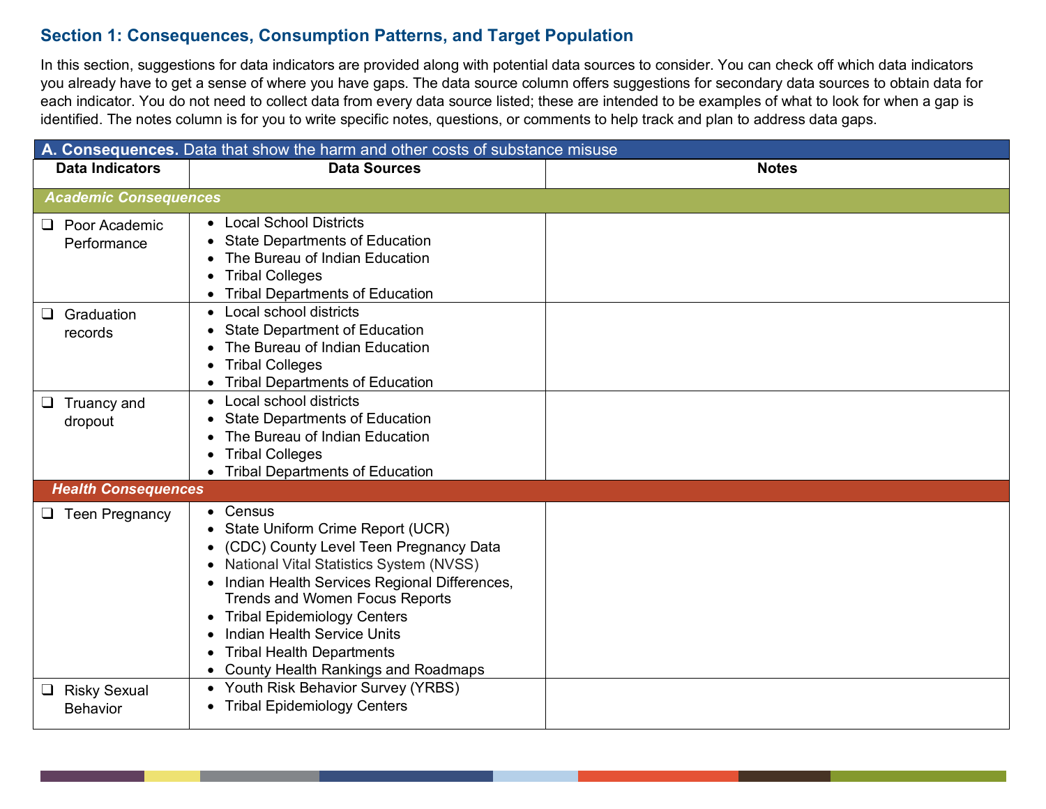## Section 1: Consequences, Consumption Patterns, and Target Population

In this section, suggestions for data indicators are provided along with potential data sources to consider. You can check off which data indicators you already have to get a sense of where you have gaps. The data source column offers suggestions for secondary data sources to obtain data for each indicator. You do not need to collect data from every data source listed; these are intended to be examples of what to look for when a gap is identified. The notes column is for you to write specific notes, questions, or comments to help track and plan to address data gaps.

| **A. Consequences.** Data that show the harm and other costs of substance misuse | | |
|---|---|---|
| **Data Indicators** | **Data Sources** | **Notes** |
| ***Academic Consequences*** | | |
| ❑ Poor Academic Performance | • Local School Districts<br>• State Departments of Education<br>• The Bureau of Indian Education<br>• Tribal Colleges<br>• Tribal Departments of Education | |
| ❑ Graduation records | • Local school districts<br>• State Department of Education<br>• The Bureau of Indian Education<br>• Tribal Colleges<br>• Tribal Departments of Education | |
| ❑ Truancy and dropout | • Local school districts<br>• State Departments of Education<br>• The Bureau of Indian Education<br>• Tribal Colleges<br>• Tribal Departments of Education | |
| ***Health Consequences*** | | |
| ❑ Teen Pregnancy | • Census<br>• State Uniform Crime Report (UCR)<br>• (CDC) County Level Teen Pregnancy Data<br>• National Vital Statistics System (NVSS)<br>• Indian Health Services Regional Differences, Trends and Women Focus Reports<br>• Tribal Epidemiology Centers<br>• Indian Health Service Units<br>• Tribal Health Departments<br>• County Health Rankings and Roadmaps | |
| ❑ Risky Sexual Behavior | • Youth Risk Behavior Survey (YRBS)<br>• Tribal Epidemiology Centers | |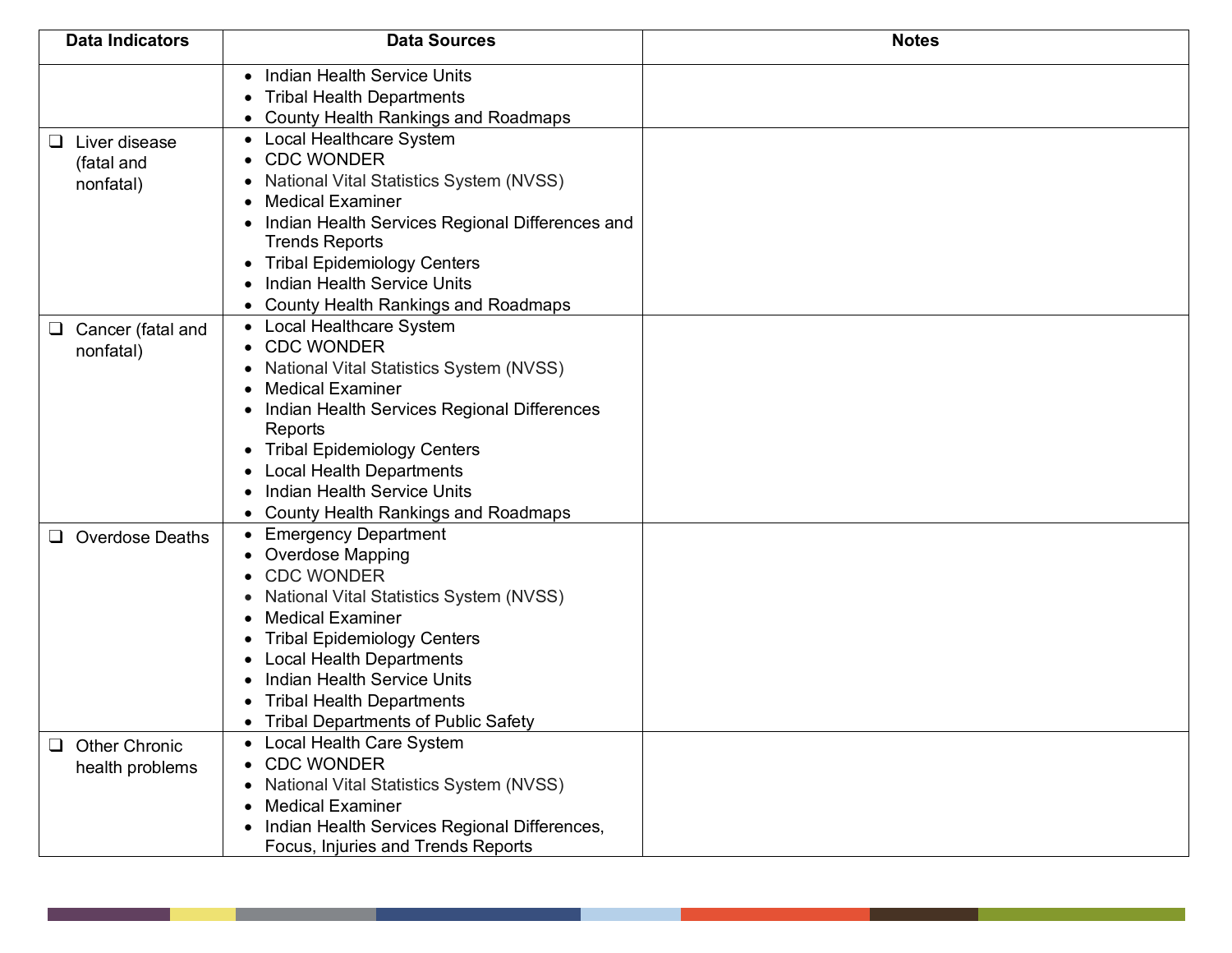| Data Indicators | Data Sources | Notes |
|---|---|---|
| | • Indian Health Service Units<br>• Tribal Health Departments<br>• County Health Rankings and Roadmaps | |
| ❑ Liver disease (fatal and nonfatal) | • Local Healthcare System<br>• CDC WONDER<br>• National Vital Statistics System (NVSS)<br>• Medical Examiner<br>• Indian Health Services Regional Differences and Trends Reports<br>• Tribal Epidemiology Centers<br>• Indian Health Service Units<br>• County Health Rankings and Roadmaps | |
| ❑ Cancer (fatal and nonfatal) | • Local Healthcare System<br>• CDC WONDER<br>• National Vital Statistics System (NVSS)<br>• Medical Examiner<br>• Indian Health Services Regional Differences Reports<br>• Tribal Epidemiology Centers<br>• Local Health Departments<br>• Indian Health Service Units<br>• County Health Rankings and Roadmaps | |
| ❑ Overdose Deaths | • Emergency Department<br>• Overdose Mapping<br>• CDC WONDER<br>• National Vital Statistics System (NVSS)<br>• Medical Examiner<br>• Tribal Epidemiology Centers<br>• Local Health Departments<br>• Indian Health Service Units<br>• Tribal Health Departments<br>• Tribal Departments of Public Safety | |
| ❑ Other Chronic health problems | • Local Health Care System<br>• CDC WONDER<br>• National Vital Statistics System (NVSS)<br>• Medical Examiner<br>• Indian Health Services Regional Differences, Focus, Injuries and Trends Reports | |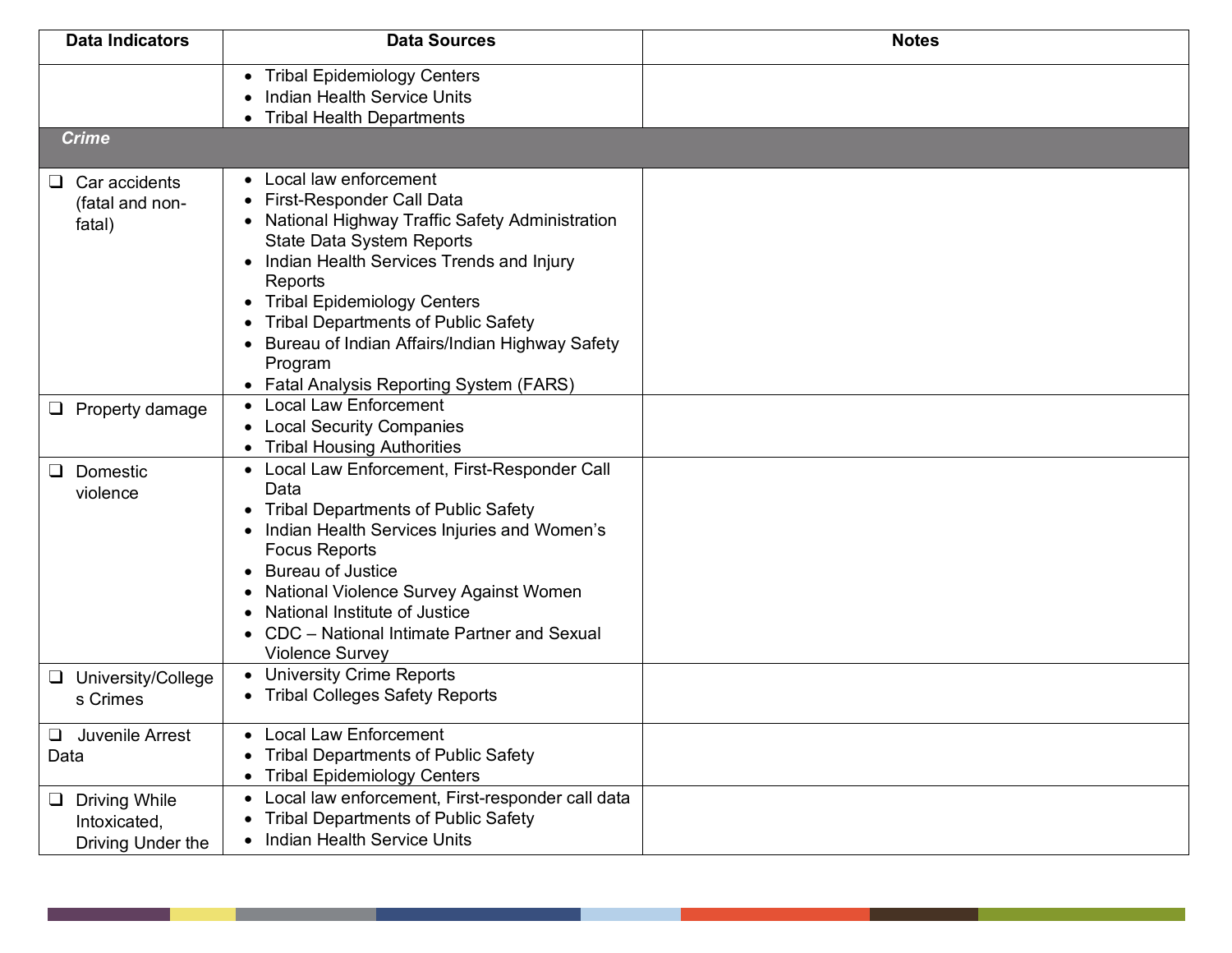| Data Indicators | Data Sources | Notes |
|---|---|---|
| | • Tribal Epidemiology Centers<br>• Indian Health Service Units<br>• Tribal Health Departments | |
| ***Crime*** | | |
| ❑ Car accidents (fatal and non-fatal) | • Local law enforcement<br>• First-Responder Call Data<br>• National Highway Traffic Safety Administration State Data System Reports<br>• Indian Health Services Trends and Injury Reports<br>• Tribal Epidemiology Centers<br>• Tribal Departments of Public Safety<br>• Bureau of Indian Affairs/Indian Highway Safety Program<br>• Fatal Analysis Reporting System (FARS) | |
| ❑ Property damage | • Local Law Enforcement<br>• Local Security Companies<br>• Tribal Housing Authorities | |
| ❑ Domestic violence | • Local Law Enforcement, First-Responder Call Data<br>• Tribal Departments of Public Safety<br>• Indian Health Services Injuries and Women's Focus Reports<br>• Bureau of Justice<br>• National Violence Survey Against Women<br>• National Institute of Justice<br>• CDC – National Intimate Partner and Sexual Violence Survey | |
| ❑ University/Colleges Crimes | • University Crime Reports<br>• Tribal Colleges Safety Reports | |
| ❑ Juvenile Arrest Data | • Local Law Enforcement<br>• Tribal Departments of Public Safety<br>• Tribal Epidemiology Centers | |
| ❑ Driving While Intoxicated, Driving Under the | • Local law enforcement, First-responder call data<br>• Tribal Departments of Public Safety<br>• Indian Health Service Units | |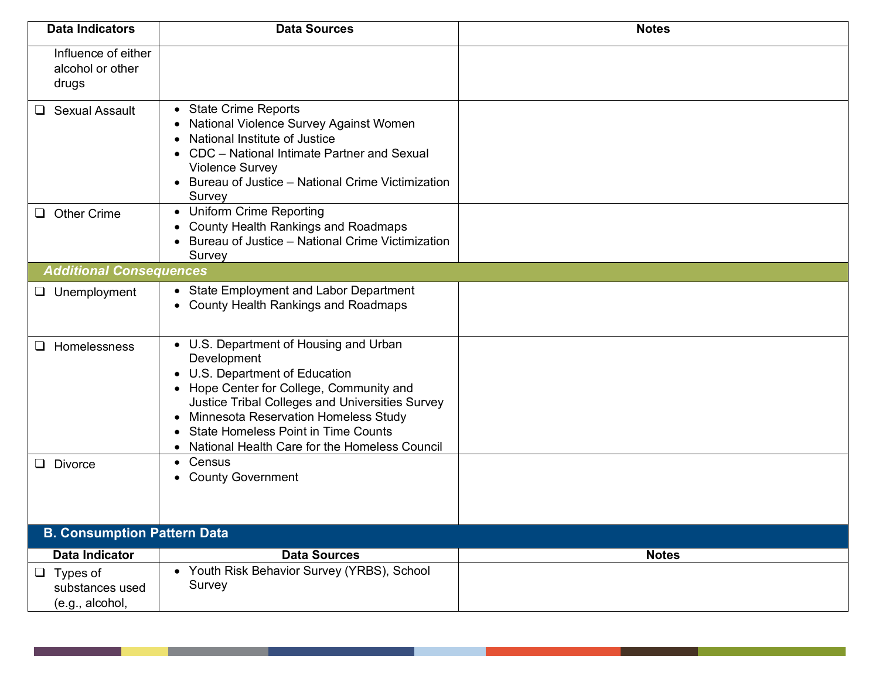| Data Indicators | Data Sources | Notes |
|---|---|---|
| Influence of either alcohol or other drugs | | |
| ❑ Sexual Assault | • State Crime Reports<br>• National Violence Survey Against Women<br>• National Institute of Justice<br>• CDC – National Intimate Partner and Sexual Violence Survey<br>• Bureau of Justice – National Crime Victimization Survey | |
| ❑ Other Crime | • Uniform Crime Reporting<br>• County Health Rankings and Roadmaps<br>• Bureau of Justice – National Crime Victimization Survey | |
| ***Additional Consequences*** | | |
| ❑ Unemployment | • State Employment and Labor Department<br>• County Health Rankings and Roadmaps | |
| ❑ Homelessness | • U.S. Department of Housing and Urban Development<br>• U.S. Department of Education<br>• Hope Center for College, Community and Justice Tribal Colleges and Universities Survey<br>• Minnesota Reservation Homeless Study<br>• State Homeless Point in Time Counts<br>• National Health Care for the Homeless Council | |
| ❑ Divorce | • Census<br>• County Government | |

## B. Consumption Pattern Data

| Data Indicator | Data Sources | Notes |
|---|---|---|
| ❑ Types of substances used (e.g., alcohol, | • Youth Risk Behavior Survey (YRBS), School Survey | |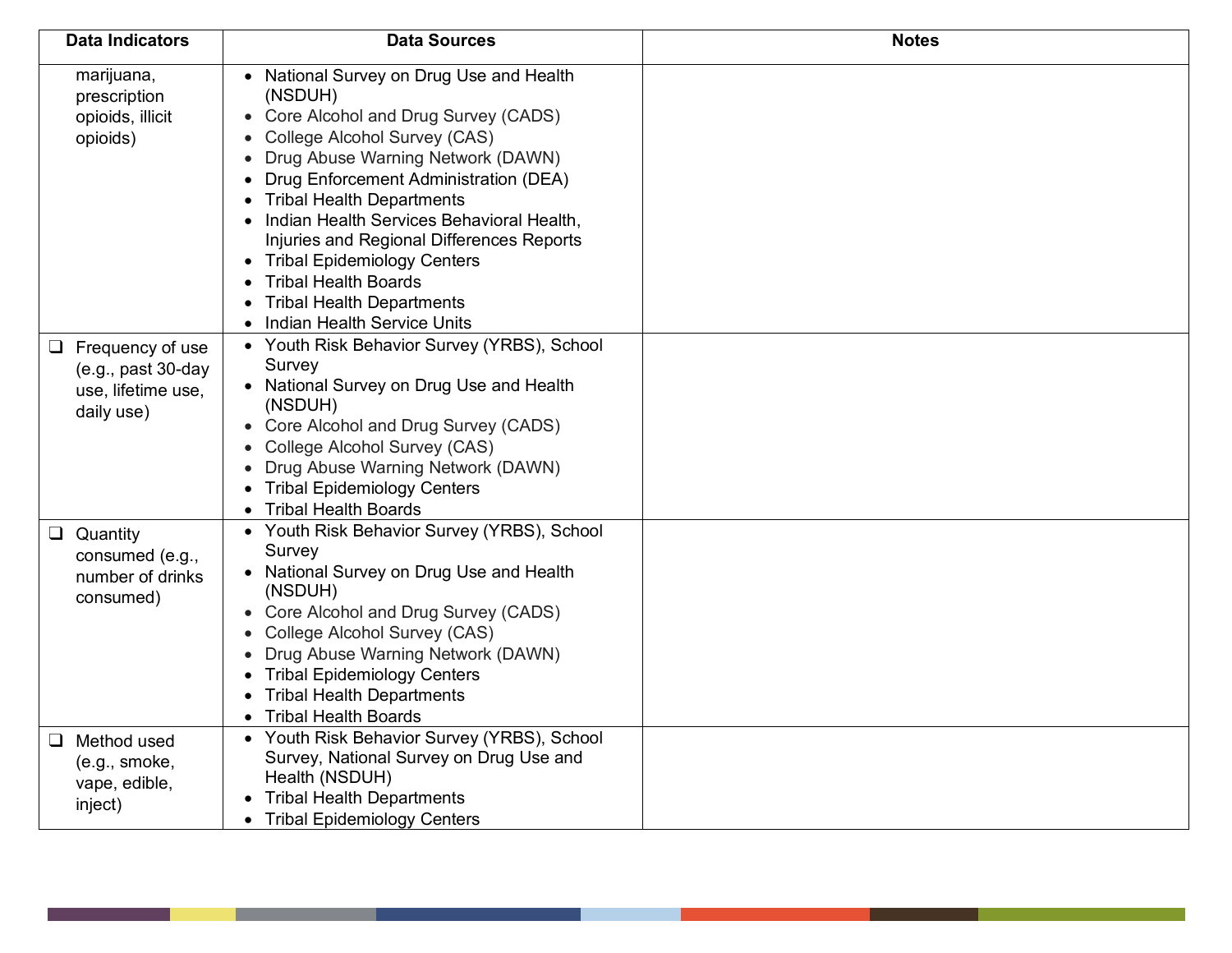| Data Indicators | Data Sources | Notes |
|---|---|---|
| marijuana, prescription opioids, illicit opioids) | • National Survey on Drug Use and Health (NSDUH)<br>• Core Alcohol and Drug Survey (CADS)<br>• College Alcohol Survey (CAS)<br>• Drug Abuse Warning Network (DAWN)<br>• Drug Enforcement Administration (DEA)<br>• Tribal Health Departments<br>• Indian Health Services Behavioral Health, Injuries and Regional Differences Reports<br>• Tribal Epidemiology Centers<br>• Tribal Health Boards<br>• Tribal Health Departments<br>• Indian Health Service Units | |
| ❑ Frequency of use (e.g., past 30-day use, lifetime use, daily use) | • Youth Risk Behavior Survey (YRBS), School Survey<br>• National Survey on Drug Use and Health (NSDUH)<br>• Core Alcohol and Drug Survey (CADS)<br>• College Alcohol Survey (CAS)<br>• Drug Abuse Warning Network (DAWN)<br>• Tribal Epidemiology Centers<br>• Tribal Health Boards | |
| ❑ Quantity consumed (e.g., number of drinks consumed) | • Youth Risk Behavior Survey (YRBS), School Survey<br>• National Survey on Drug Use and Health (NSDUH)<br>• Core Alcohol and Drug Survey (CADS)<br>• College Alcohol Survey (CAS)<br>• Drug Abuse Warning Network (DAWN)<br>• Tribal Epidemiology Centers<br>• Tribal Health Departments<br>• Tribal Health Boards | |
| ❑ Method used (e.g., smoke, vape, edible, inject) | • Youth Risk Behavior Survey (YRBS), School Survey, National Survey on Drug Use and Health (NSDUH)<br>• Tribal Health Departments<br>• Tribal Epidemiology Centers | |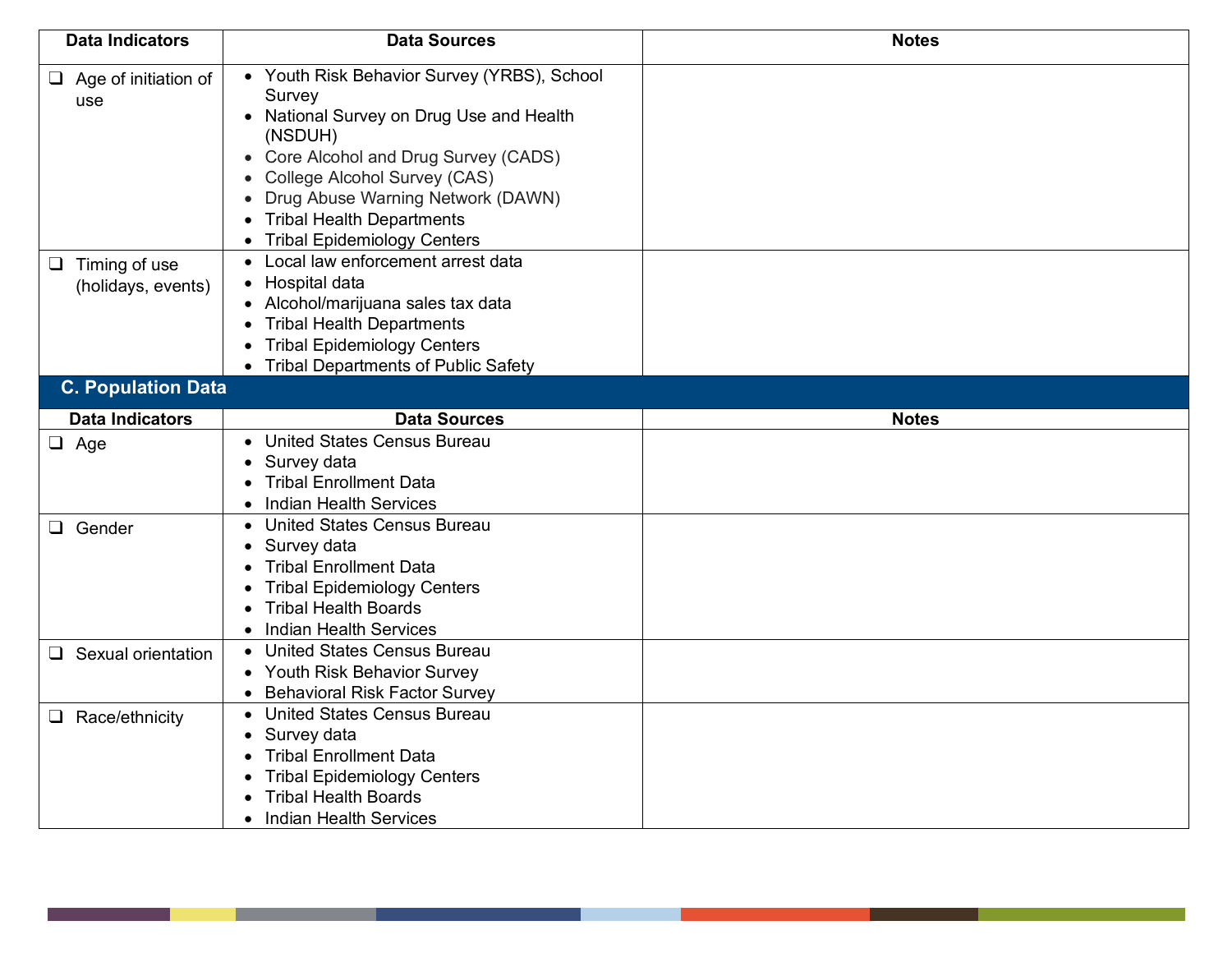| Data Indicators | Data Sources | Notes |
|---|---|---|
| ❑ Age of initiation of use | • Youth Risk Behavior Survey (YRBS), School Survey<br>• National Survey on Drug Use and Health (NSDUH)<br>• Core Alcohol and Drug Survey (CADS)<br>• College Alcohol Survey (CAS)<br>• Drug Abuse Warning Network (DAWN)<br>• Tribal Health Departments<br>• Tribal Epidemiology Centers | |
| ❑ Timing of use (holidays, events) | • Local law enforcement arrest data<br>• Hospital data<br>• Alcohol/marijuana sales tax data<br>• Tribal Health Departments<br>• Tribal Epidemiology Centers<br>• Tribal Departments of Public Safety | |

## C. Population Data

| Data Indicators | Data Sources | Notes |
|---|---|---|
| ❑ Age | • United States Census Bureau<br>• Survey data<br>• Tribal Enrollment Data<br>• Indian Health Services | |
| ❑ Gender | • United States Census Bureau<br>• Survey data<br>• Tribal Enrollment Data<br>• Tribal Epidemiology Centers<br>• Tribal Health Boards<br>• Indian Health Services | |
| ❑ Sexual orientation | • United States Census Bureau<br>• Youth Risk Behavior Survey<br>• Behavioral Risk Factor Survey | |
| ❑ Race/ethnicity | • United States Census Bureau<br>• Survey data<br>• Tribal Enrollment Data<br>• Tribal Epidemiology Centers<br>• Tribal Health Boards<br>• Indian Health Services | |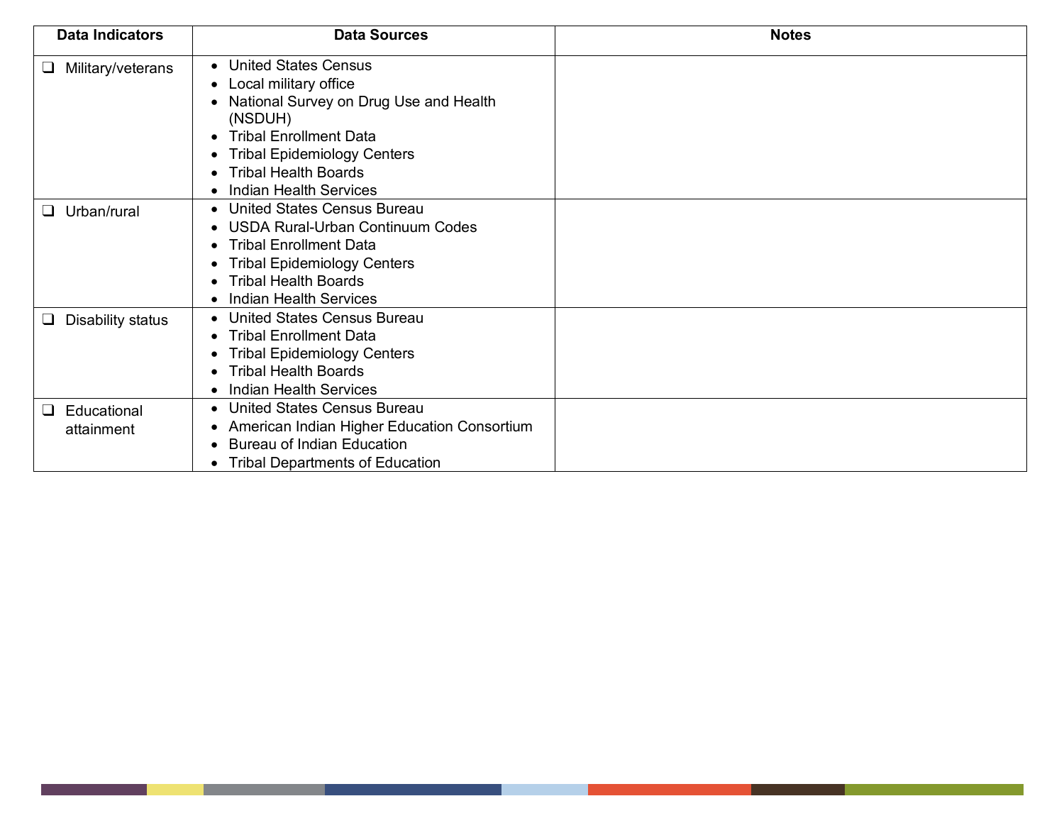| Data Indicators | Data Sources | Notes |
|---|---|---|
| ❑ Military/veterans | • United States Census<br>• Local military office<br>• National Survey on Drug Use and Health (NSDUH)<br>• Tribal Enrollment Data<br>• Tribal Epidemiology Centers<br>• Tribal Health Boards<br>• Indian Health Services | |
| ❑ Urban/rural | • United States Census Bureau<br>• USDA Rural-Urban Continuum Codes<br>• Tribal Enrollment Data<br>• Tribal Epidemiology Centers<br>• Tribal Health Boards<br>• Indian Health Services | |
| ❑ Disability status | • United States Census Bureau<br>• Tribal Enrollment Data<br>• Tribal Epidemiology Centers<br>• Tribal Health Boards<br>• Indian Health Services | |
| ❑ Educational attainment | • United States Census Bureau<br>• American Indian Higher Education Consortium<br>• Bureau of Indian Education<br>• Tribal Departments of Education | |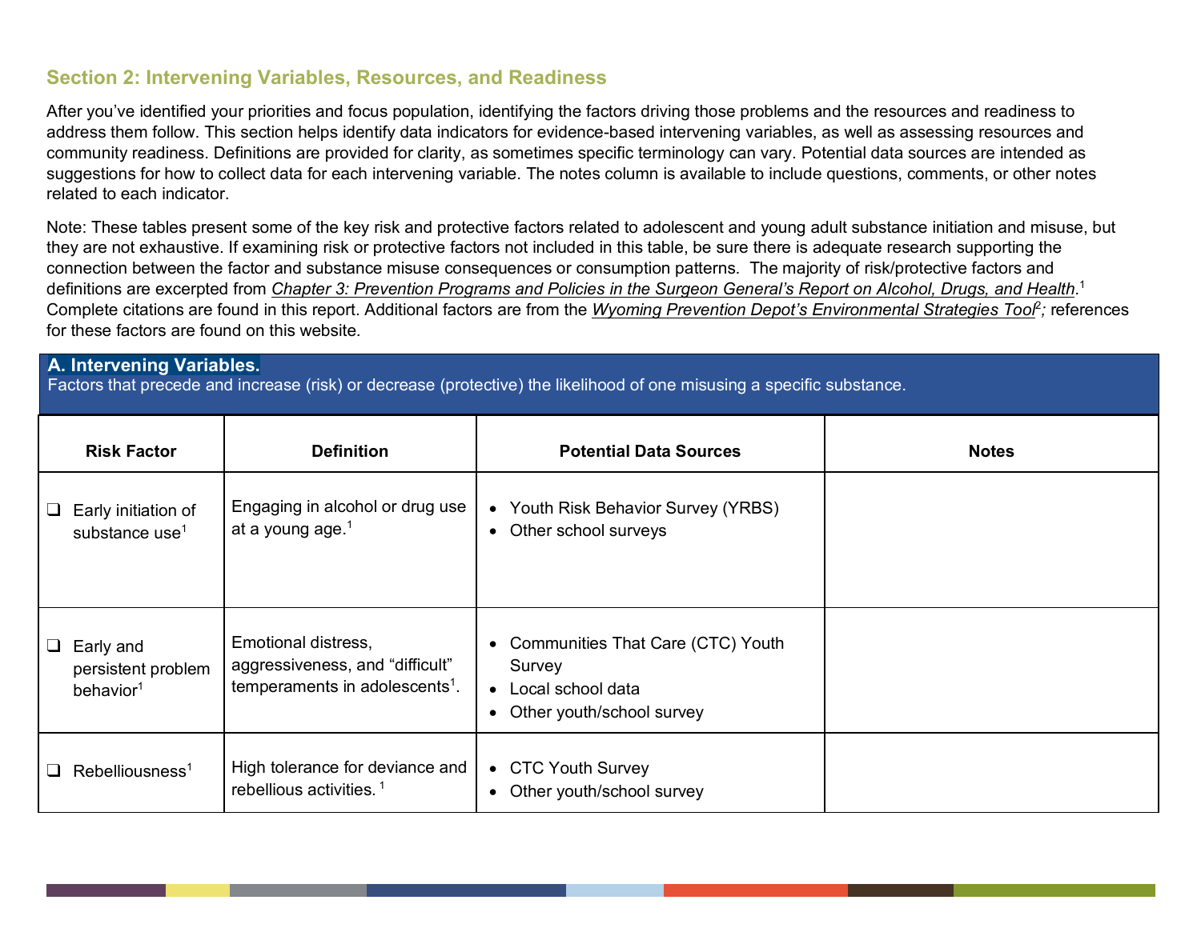## Section 2: Intervening Variables, Resources, and Readiness

After you've identified your priorities and focus population, identifying the factors driving those problems and the resources and readiness to address them follow. This section helps identify data indicators for evidence-based intervening variables, as well as assessing resources and community readiness. Definitions are provided for clarity, as sometimes specific terminology can vary. Potential data sources are intended as suggestions for how to collect data for each intervening variable. The notes column is available to include questions, comments, or other notes related to each indicator.

Note: These tables present some of the key risk and protective factors related to adolescent and young adult substance initiation and misuse, but they are not exhaustive. If examining risk or protective factors not included in this table, be sure there is adequate research supporting the connection between the factor and substance misuse consequences or consumption patterns. The majority of risk/protective factors and definitions are excerpted from *Chapter 3: Prevention Programs and Policies in the Surgeon General's Report on Alcohol, Drugs, and Health*.[1] Complete citations are found in this report. Additional factors are from the *Wyoming Prevention Depot's Environmental Strategies Tool*[2]; references for these factors are found on this website.

**A. Intervening Variables.**
Factors that precede and increase (risk) or decrease (protective) the likelihood of one misusing a specific substance.

| Risk Factor | Definition | Potential Data Sources | Notes |
|---|---|---|---|
| ❑ Early initiation of substance use[1] | Engaging in alcohol or drug use at a young age.[1] | • Youth Risk Behavior Survey (YRBS)<br>• Other school surveys | |
| ❑ Early and persistent problem behavior[1] | Emotional distress, aggressiveness, and "difficult" temperaments in adolescents[1]. | • Communities That Care (CTC) Youth Survey<br>• Local school data<br>• Other youth/school survey | |
| ❑ Rebelliousness[1] | High tolerance for deviance and rebellious activities. [1] | • CTC Youth Survey<br>• Other youth/school survey | |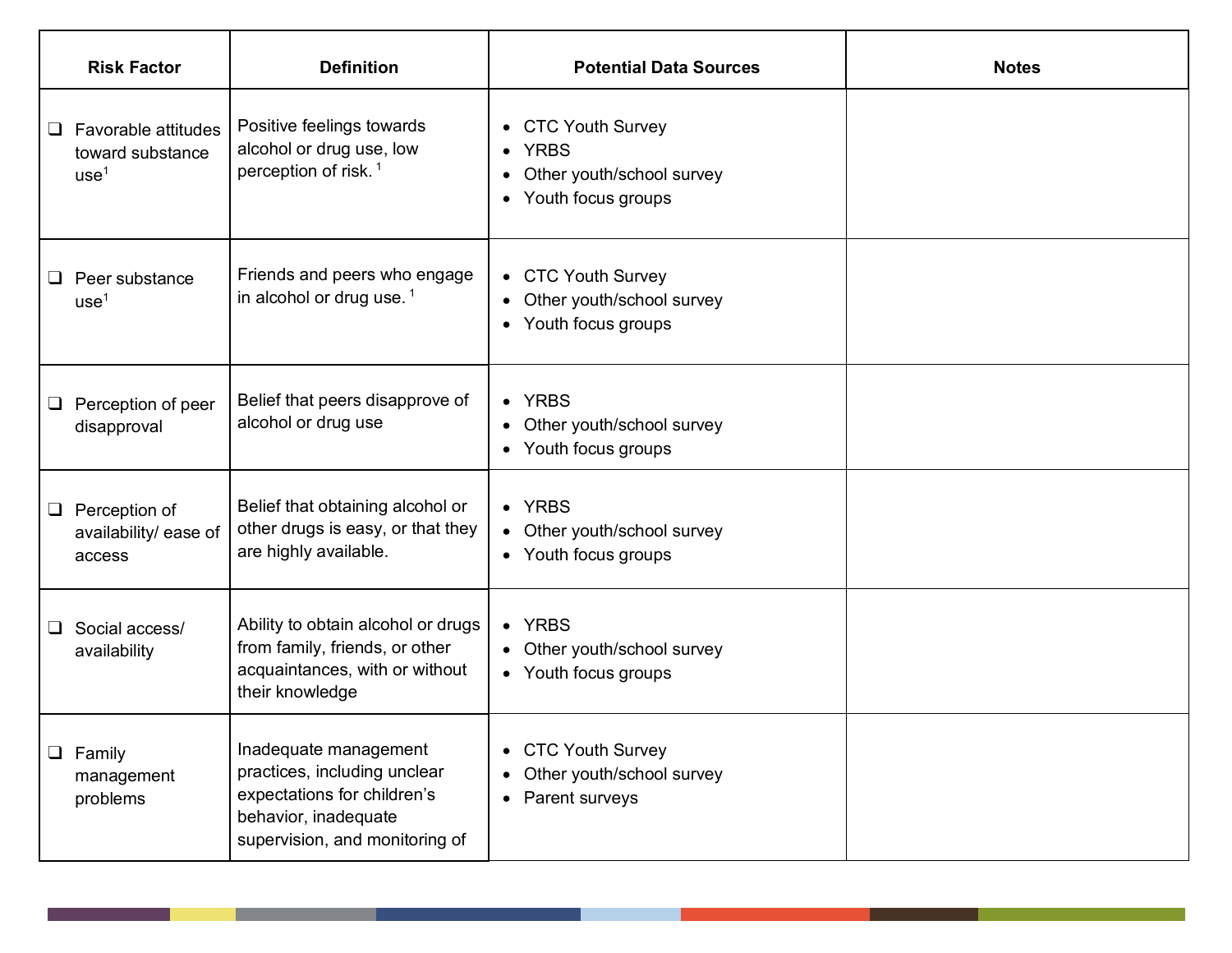| Risk Factor | Definition | Potential Data Sources | Notes |
|---|---|---|---|
| ❑ Favorable attitudes toward substance use[1] | Positive feelings towards alcohol or drug use, low perception of risk. [1] | • CTC Youth Survey<br>• YRBS<br>• Other youth/school survey<br>• Youth focus groups | |
| ❑ Peer substance use[1] | Friends and peers who engage in alcohol or drug use. [1] | • CTC Youth Survey<br>• Other youth/school survey<br>• Youth focus groups | |
| ❑ Perception of peer disapproval | Belief that peers disapprove of alcohol or drug use | • YRBS<br>• Other youth/school survey<br>• Youth focus groups | |
| ❑ Perception of availability/ ease of access | Belief that obtaining alcohol or other drugs is easy, or that they are highly available. | • YRBS<br>• Other youth/school survey<br>• Youth focus groups | |
| ❑ Social access/ availability | Ability to obtain alcohol or drugs from family, friends, or other acquaintances, with or without their knowledge | • YRBS<br>• Other youth/school survey<br>• Youth focus groups | |
| ❑ Family management problems | Inadequate management practices, including unclear expectations for children's behavior, inadequate supervision, and monitoring of | • CTC Youth Survey<br>• Other youth/school survey<br>• Parent surveys | |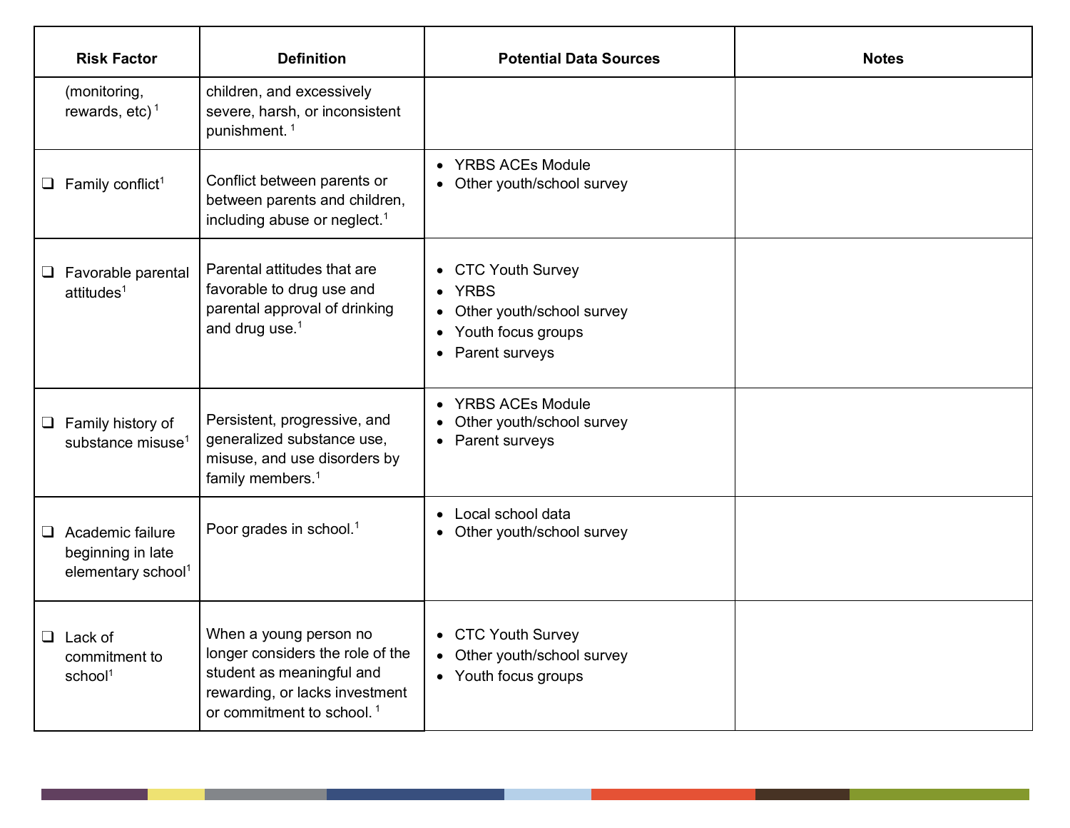| Risk Factor | Definition | Potential Data Sources | Notes |
|---|---|---|---|
| (monitoring, rewards, etc)[1] | children, and excessively severe, harsh, or inconsistent punishment.[1] | | |
| ❑ Family conflict[1] | Conflict between parents or between parents and children, including abuse or neglect.[1] | • YRBS ACEs Module<br>• Other youth/school survey | |
| ❑ Favorable parental attitudes[1] | Parental attitudes that are favorable to drug use and parental approval of drinking and drug use.[1] | • CTC Youth Survey<br>• YRBS<br>• Other youth/school survey<br>• Youth focus groups<br>• Parent surveys | |
| ❑ Family history of substance misuse[1] | Persistent, progressive, and generalized substance use, misuse, and use disorders by family members.[1] | • YRBS ACEs Module<br>• Other youth/school survey<br>• Parent surveys | |
| ❑ Academic failure beginning in late elementary school[1] | Poor grades in school.[1] | • Local school data<br>• Other youth/school survey | |
| ❑ Lack of commitment to school[1] | When a young person no longer considers the role of the student as meaningful and rewarding, or lacks investment or commitment to school.[1] | • CTC Youth Survey<br>• Other youth/school survey<br>• Youth focus groups | |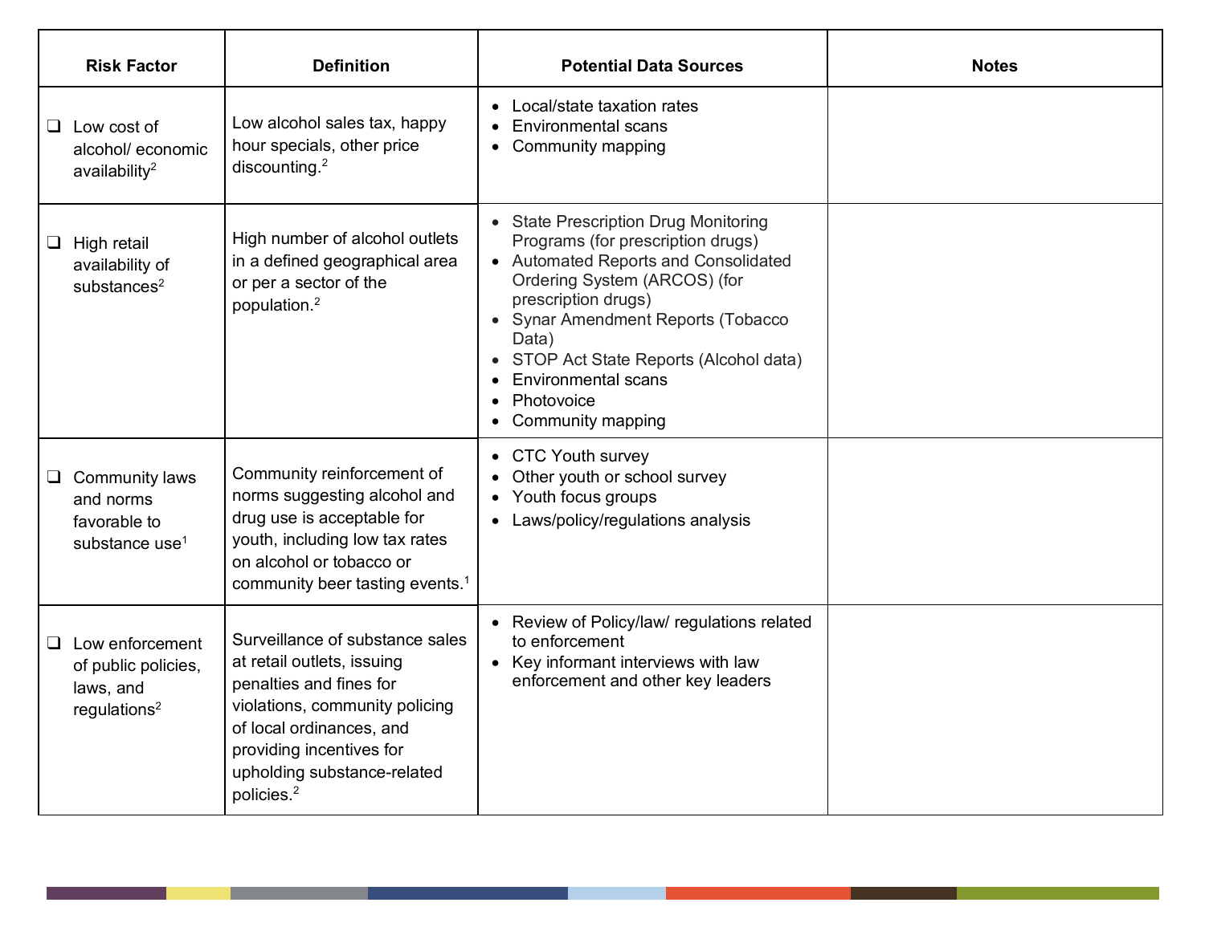| Risk Factor | Definition | Potential Data Sources | Notes |
|---|---|---|---|
| ❑ Low cost of alcohol/ economic availability[2] | Low alcohol sales tax, happy hour specials, other price discounting.[2] | • Local/state taxation rates<br>• Environmental scans<br>• Community mapping | |
| ❑ High retail availability of substances[2] | High number of alcohol outlets in a defined geographical area or per a sector of the population.[2] | • State Prescription Drug Monitoring Programs (for prescription drugs)<br>• Automated Reports and Consolidated Ordering System (ARCOS) (for prescription drugs)<br>• Synar Amendment Reports (Tobacco Data)<br>• STOP Act State Reports (Alcohol data)<br>• Environmental scans<br>• Photovoice<br>• Community mapping | |
| ❑ Community laws and norms favorable to substance use[1] | Community reinforcement of norms suggesting alcohol and drug use is acceptable for youth, including low tax rates on alcohol or tobacco or community beer tasting events.[1] | • CTC Youth survey<br>• Other youth or school survey<br>• Youth focus groups<br>• Laws/policy/regulations analysis | |
| ❑ Low enforcement of public policies, laws, and regulations[2] | Surveillance of substance sales at retail outlets, issuing penalties and fines for violations, community policing of local ordinances, and providing incentives for upholding substance-related policies.[2] | • Review of Policy/law/ regulations related to enforcement<br>• Key informant interviews with law enforcement and other key leaders | |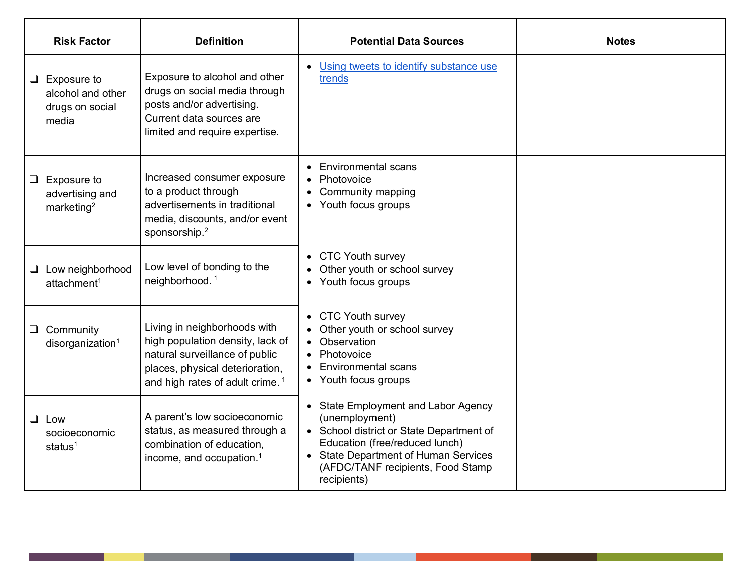| Risk Factor | Definition | Potential Data Sources | Notes |
| --- | --- | --- | --- |
| ❑ Exposure to alcohol and other drugs on social media | Exposure to alcohol and other drugs on social media through posts and/or advertising. Current data sources are limited and require expertise. | • [Using tweets to identify substance use trends]() | |
| ❑ Exposure to advertising and marketing[2] | Increased consumer exposure to a product through advertisements in traditional media, discounts, and/or event sponsorship.[2] | • Environmental scans<br>• Photovoice<br>• Community mapping<br>• Youth focus groups | |
| ❑ Low neighborhood attachment[1] | Low level of bonding to the neighborhood.[1] | • CTC Youth survey<br>• Other youth or school survey<br>• Youth focus groups | |
| ❑ Community disorganization[1] | Living in neighborhoods with high population density, lack of natural surveillance of public places, physical deterioration, and high rates of adult crime.[1] | • CTC Youth survey<br>• Other youth or school survey<br>• Observation<br>• Photovoice<br>• Environmental scans<br>• Youth focus groups | |
| ❑ Low socioeconomic status[1] | A parent's low socioeconomic status, as measured through a combination of education, income, and occupation.[1] | • State Employment and Labor Agency (unemployment)<br>• School district or State Department of Education (free/reduced lunch)<br>• State Department of Human Services (AFDC/TANF recipients, Food Stamp recipients) | |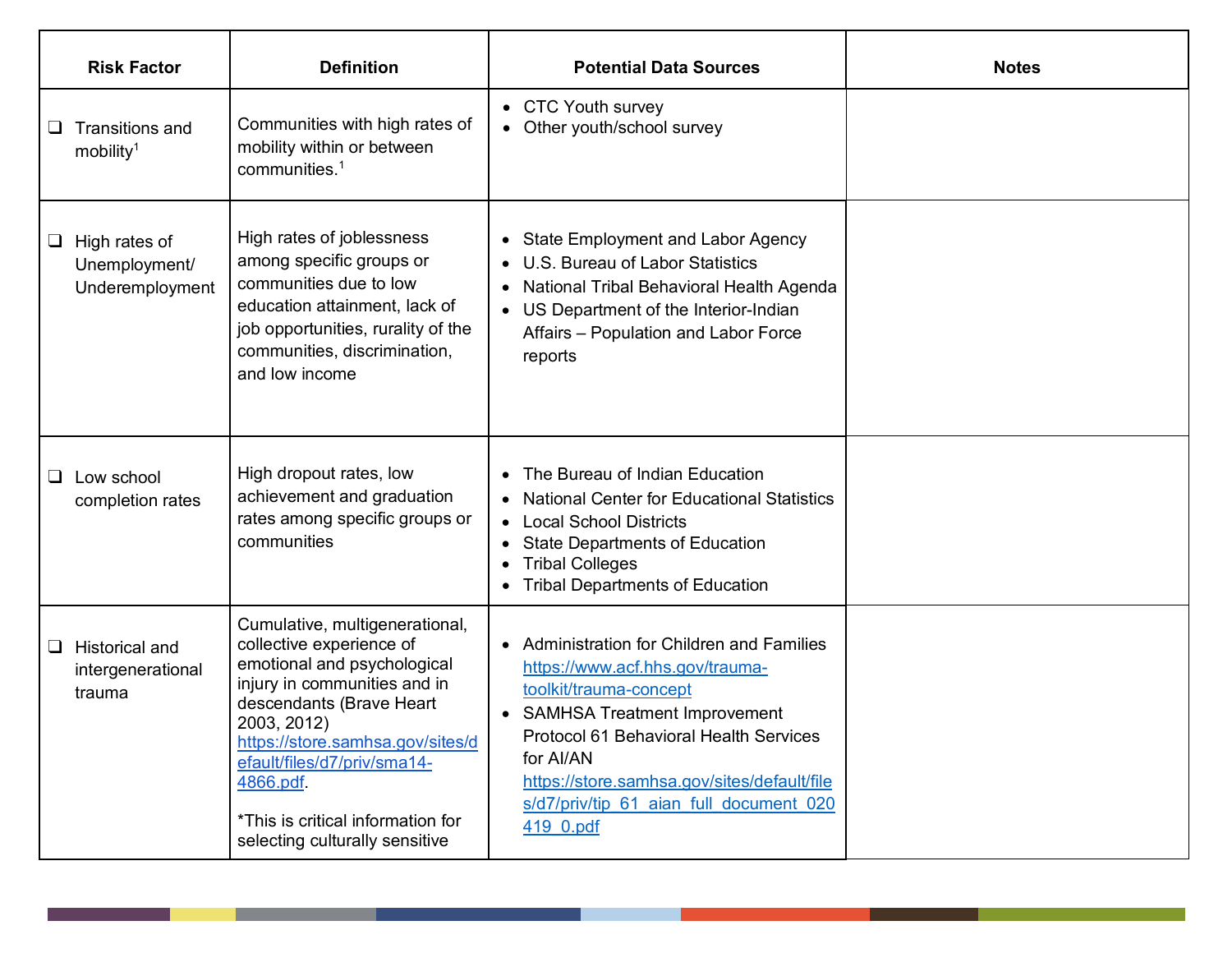| Risk Factor | Definition | Potential Data Sources | Notes |
|---|---|---|---|
| ❑ Transitions and mobility[1] | Communities with high rates of mobility within or between communities.[1] | • CTC Youth survey<br>• Other youth/school survey | |
| ❑ High rates of Unemployment/ Underemployment | High rates of joblessness among specific groups or communities due to low education attainment, lack of job opportunities, rurality of the communities, discrimination, and low income | • State Employment and Labor Agency<br>• U.S. Bureau of Labor Statistics<br>• National Tribal Behavioral Health Agenda<br>• US Department of the Interior-Indian Affairs – Population and Labor Force reports | |
| ❑ Low school completion rates | High dropout rates, low achievement and graduation rates among specific groups or communities | • The Bureau of Indian Education<br>• National Center for Educational Statistics<br>• Local School Districts<br>• State Departments of Education<br>• Tribal Colleges<br>• Tribal Departments of Education | |
| ❑ Historical and intergenerational trauma | Cumulative, multigenerational, collective experience of emotional and psychological injury in communities and in descendants (Brave Heart 2003, 2012) https://store.samhsa.gov/sites/default/files/d7/priv/sma14-4866.pdf.<br><br>*This is critical information for selecting culturally sensitive | • Administration for Children and Families https://www.acf.hhs.gov/trauma-toolkit/trauma-concept<br>• SAMHSA Treatment Improvement Protocol 61 Behavioral Health Services for AI/AN https://store.samhsa.gov/sites/default/files/d7/priv/tip_61_aian_full_document_020419_0.pdf | |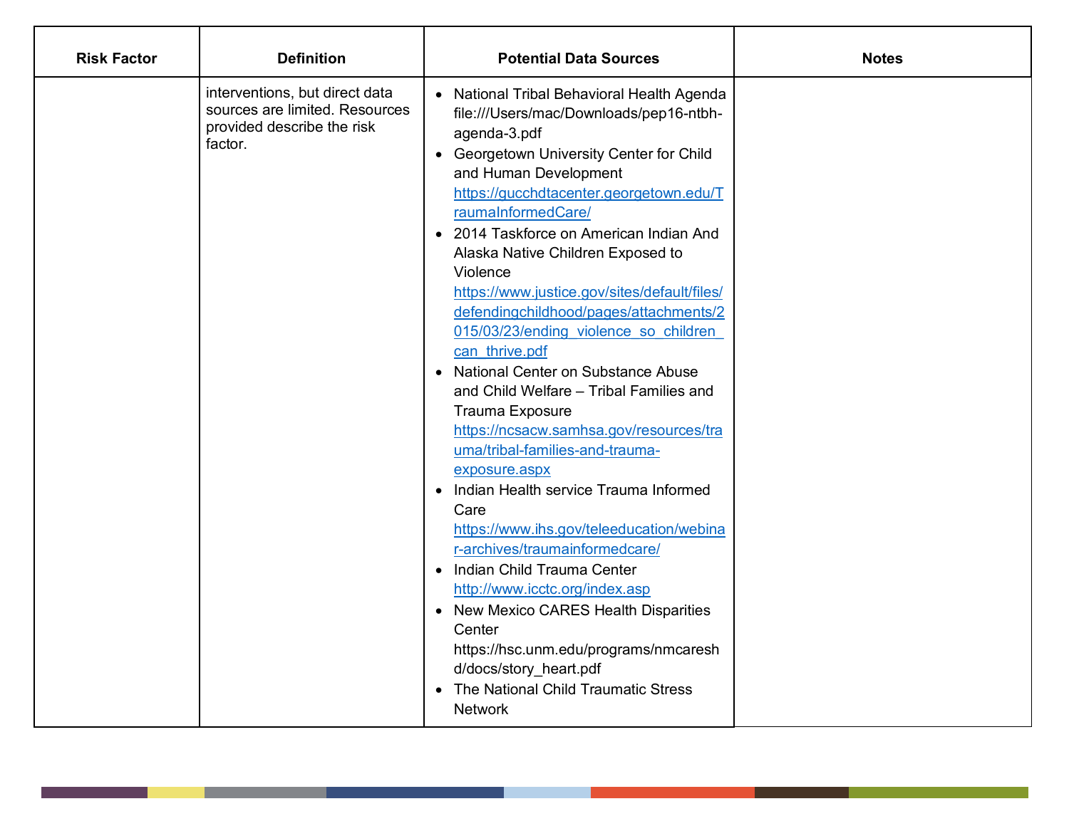| Risk Factor | Definition | Potential Data Sources | Notes |
| --- | --- | --- | --- |
| | interventions, but direct data sources are limited. Resources provided describe the risk factor. | • National Tribal Behavioral Health Agenda file:///Users/mac/Downloads/pep16-ntbh-agenda-3.pdf<br>• Georgetown University Center for Child and Human Development https://gucchdtacenter.georgetown.edu/TraumaInformedCare/<br>• 2014 Taskforce on American Indian And Alaska Native Children Exposed to Violence https://www.justice.gov/sites/default/files/defendingchildhood/pages/attachments/2015/03/23/ending_violence_so_children_can_thrive.pdf<br>• National Center on Substance Abuse and Child Welfare – Tribal Families and Trauma Exposure https://ncsacw.samhsa.gov/resources/trauma/tribal-families-and-trauma-exposure.aspx<br>• Indian Health service Trauma Informed Care https://www.ihs.gov/teleeducation/webinar-archives/traumainformedcare/<br>• Indian Child Trauma Center http://www.icctc.org/index.asp<br>• New Mexico CARES Health Disparities Center https://hsc.unm.edu/programs/nmcareshd/docs/story_heart.pdf<br>• The National Child Traumatic Stress Network | |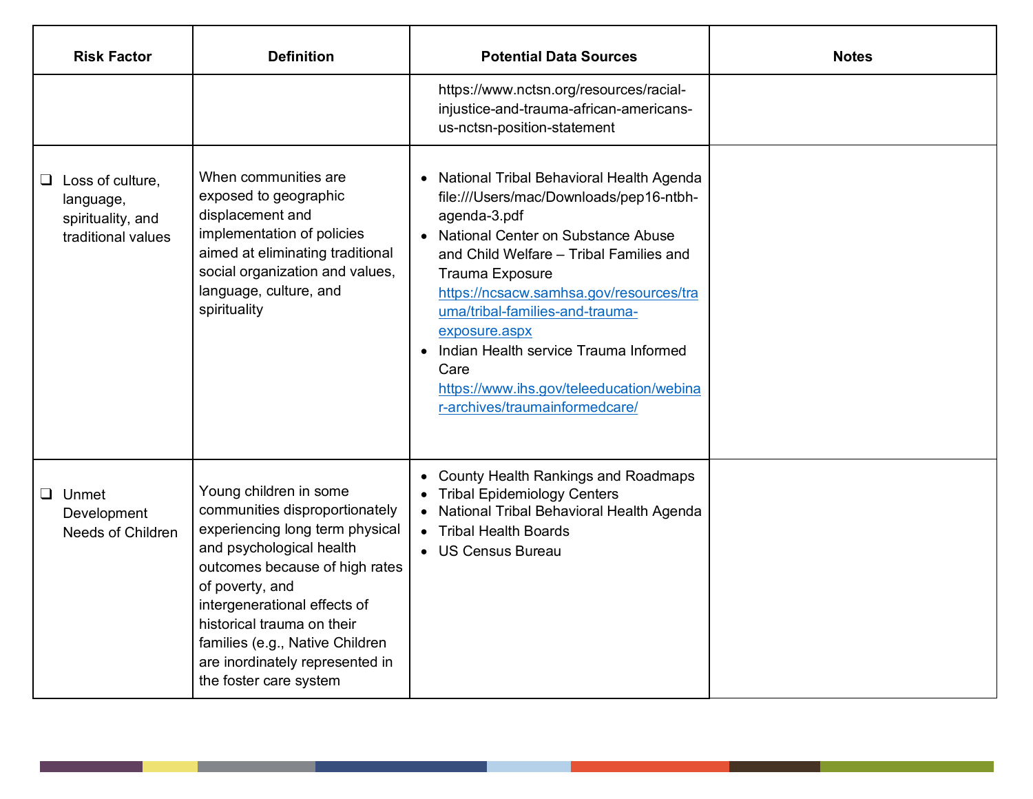| Risk Factor | Definition | Potential Data Sources | Notes |
|---|---|---|---|
| | | https://www.nctsn.org/resources/racial-injustice-and-trauma-african-americans-us-nctsn-position-statement | |
| ❑ Loss of culture, language, spirituality, and traditional values | When communities are exposed to geographic displacement and implementation of policies aimed at eliminating traditional social organization and values, language, culture, and spirituality | • National Tribal Behavioral Health Agenda file:///Users/mac/Downloads/pep16-ntbh-agenda-3.pdf<br>• National Center on Substance Abuse and Child Welfare – Tribal Families and Trauma Exposure https://ncsacw.samhsa.gov/resources/trauma/tribal-families-and-trauma-exposure.aspx<br>• Indian Health service Trauma Informed Care https://www.ihs.gov/teleeducation/webinar-archives/traumainformedcare/ | |
| ❑ Unmet Development Needs of Children | Young children in some communities disproportionately experiencing long term physical and psychological health outcomes because of high rates of poverty, and intergenerational effects of historical trauma on their families (e.g., Native Children are inordinately represented in the foster care system | • County Health Rankings and Roadmaps<br>• Tribal Epidemiology Centers<br>• National Tribal Behavioral Health Agenda<br>• Tribal Health Boards<br>• US Census Bureau | |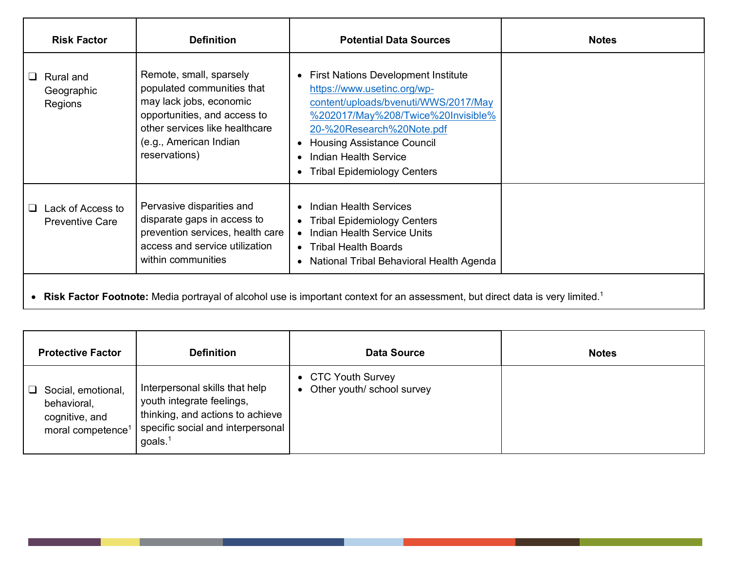| Risk Factor | Definition | Potential Data Sources | Notes |
|---|---|---|---|
| ❑ Rural and Geographic Regions | Remote, small, sparsely populated communities that may lack jobs, economic opportunities, and access to other services like healthcare (e.g., American Indian reservations) | • First Nations Development Institute https://www.usetinc.org/wp-content/uploads/bvenuti/WWS/2017/May%202017/May%208/Twice%20Invisible%20-%20Research%20Note.pdf<br>• Housing Assistance Council<br>• Indian Health Service<br>• Tribal Epidemiology Centers | |
| ❑ Lack of Access to Preventive Care | Pervasive disparities and disparate gaps in access to prevention services, health care access and service utilization within communities | • Indian Health Services<br>• Tribal Epidemiology Centers<br>• Indian Health Service Units<br>• Tribal Health Boards<br>• National Tribal Behavioral Health Agenda | |
| • **Risk Factor Footnote:** Media portrayal of alcohol use is important context for an assessment, but direct data is very limited.[1] | | | |

| Protective Factor | Definition | Data Source | Notes |
|---|---|---|---|
| ❑ Social, emotional, behavioral, cognitive, and moral competence[1] | Interpersonal skills that help youth integrate feelings, thinking, and actions to achieve specific social and interpersonal goals.[1] | • CTC Youth Survey<br>• Other youth/ school survey | |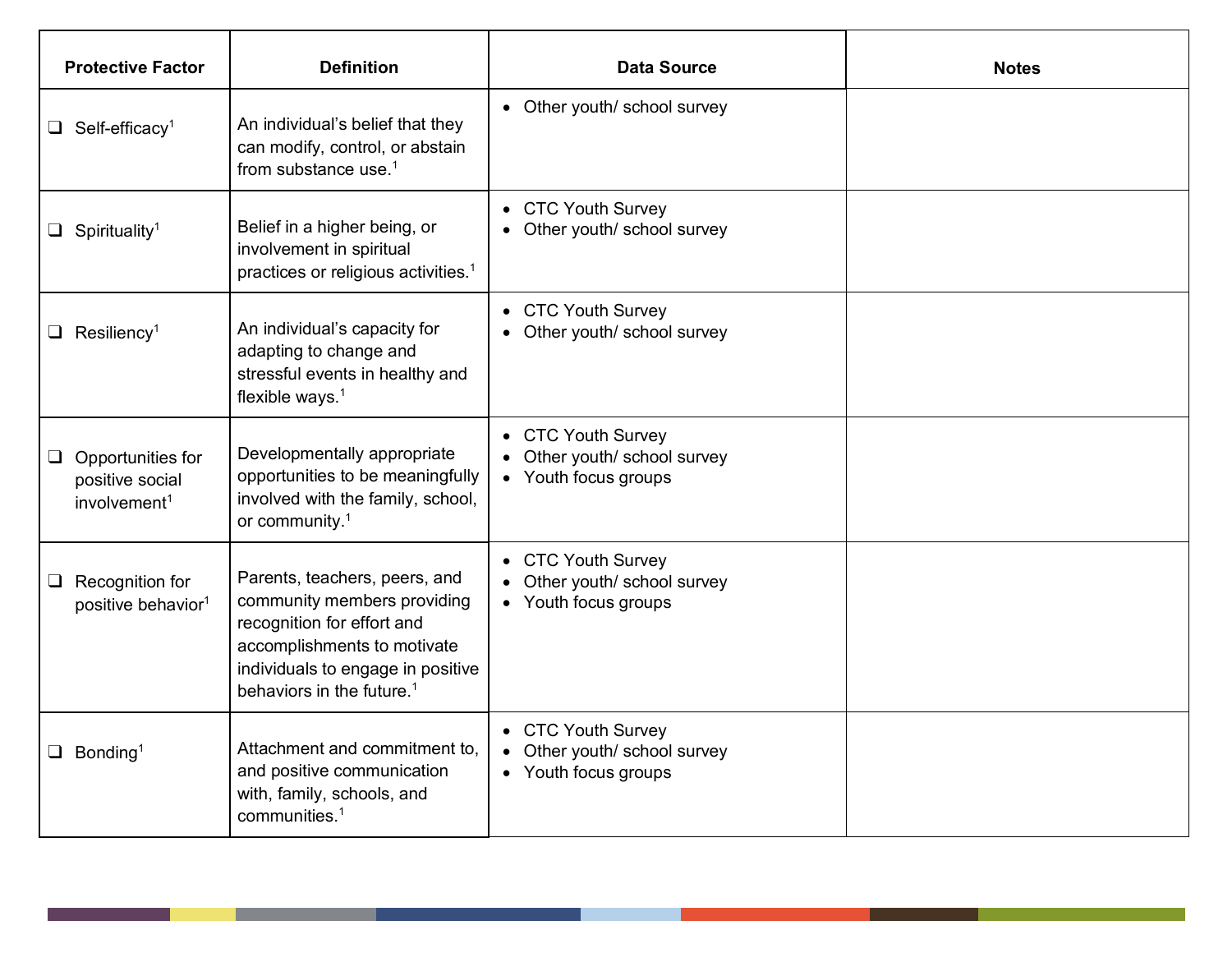| Protective Factor | Definition | Data Source | Notes |
|---|---|---|---|
| ❑ Self-efficacy[1] | An individual's belief that they can modify, control, or abstain from substance use.[1] | • Other youth/ school survey | |
| ❑ Spirituality[1] | Belief in a higher being, or involvement in spiritual practices or religious activities.[1] | • CTC Youth Survey<br>• Other youth/ school survey | |
| ❑ Resiliency[1] | An individual's capacity for adapting to change and stressful events in healthy and flexible ways.[1] | • CTC Youth Survey<br>• Other youth/ school survey | |
| ❑ Opportunities for positive social involvement[1] | Developmentally appropriate opportunities to be meaningfully involved with the family, school, or community.[1] | • CTC Youth Survey<br>• Other youth/ school survey<br>• Youth focus groups | |
| ❑ Recognition for positive behavior[1] | Parents, teachers, peers, and community members providing recognition for effort and accomplishments to motivate individuals to engage in positive behaviors in the future.[1] | • CTC Youth Survey<br>• Other youth/ school survey<br>• Youth focus groups | |
| ❑ Bonding[1] | Attachment and commitment to, and positive communication with, family, schools, and communities.[1] | • CTC Youth Survey<br>• Other youth/ school survey<br>• Youth focus groups | |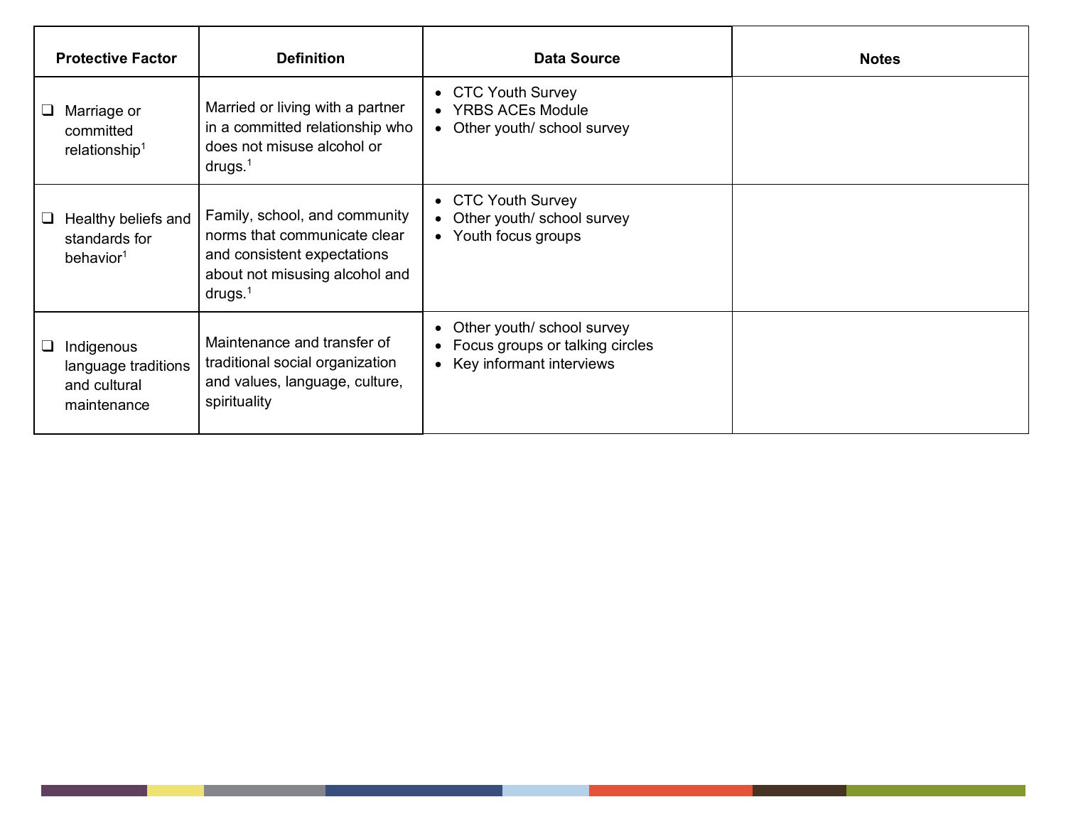| Protective Factor | Definition | Data Source | Notes |
| --- | --- | --- | --- |
| ❑ Marriage or committed relationship[1] | Married or living with a partner in a committed relationship who does not misuse alcohol or drugs.[1] | • CTC Youth Survey<br>• YRBS ACEs Module<br>• Other youth/ school survey | |
| ❑ Healthy beliefs and standards for behavior[1] | Family, school, and community norms that communicate clear and consistent expectations about not misusing alcohol and drugs.[1] | • CTC Youth Survey<br>• Other youth/ school survey<br>• Youth focus groups | |
| ❑ Indigenous language traditions and cultural maintenance | Maintenance and transfer of traditional social organization and values, language, culture, spirituality | • Other youth/ school survey<br>• Focus groups or talking circles<br>• Key informant interviews | |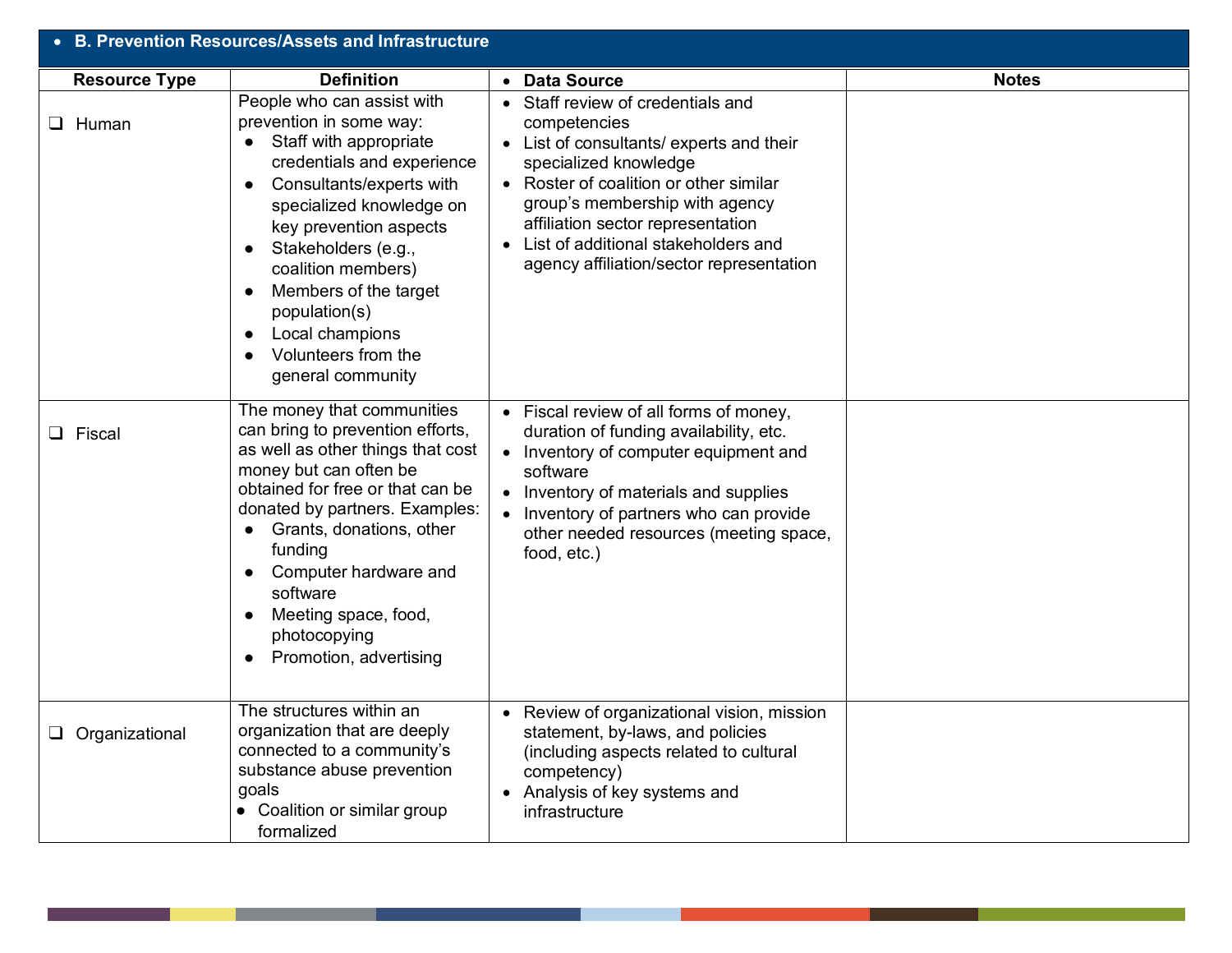## B. Prevention Resources/Assets and Infrastructure

| Resource Type | Definition | Data Source | Notes |
|---|---|---|---|
| ❑ Human | People who can assist with prevention in some way:<br>• Staff with appropriate credentials and experience<br>• Consultants/experts with specialized knowledge on key prevention aspects<br>• Stakeholders (e.g., coalition members)<br>• Members of the target population(s)<br>• Local champions<br>• Volunteers from the general community | • Staff review of credentials and competencies<br>• List of consultants/ experts and their specialized knowledge<br>• Roster of coalition or other similar group's membership with agency affiliation sector representation<br>• List of additional stakeholders and agency affiliation/sector representation | |
| ❑ Fiscal | The money that communities can bring to prevention efforts, as well as other things that cost money but can often be obtained for free or that can be donated by partners. Examples:<br>• Grants, donations, other funding<br>• Computer hardware and software<br>• Meeting space, food, photocopying<br>• Promotion, advertising | • Fiscal review of all forms of money, duration of funding availability, etc.<br>• Inventory of computer equipment and software<br>• Inventory of materials and supplies<br>• Inventory of partners who can provide other needed resources (meeting space, food, etc.) | |
| ❑ Organizational | The structures within an organization that are deeply connected to a community's substance abuse prevention goals<br>• Coalition or similar group formalized | • Review of organizational vision, mission statement, by-laws, and policies (including aspects related to cultural competency)<br>• Analysis of key systems and infrastructure | |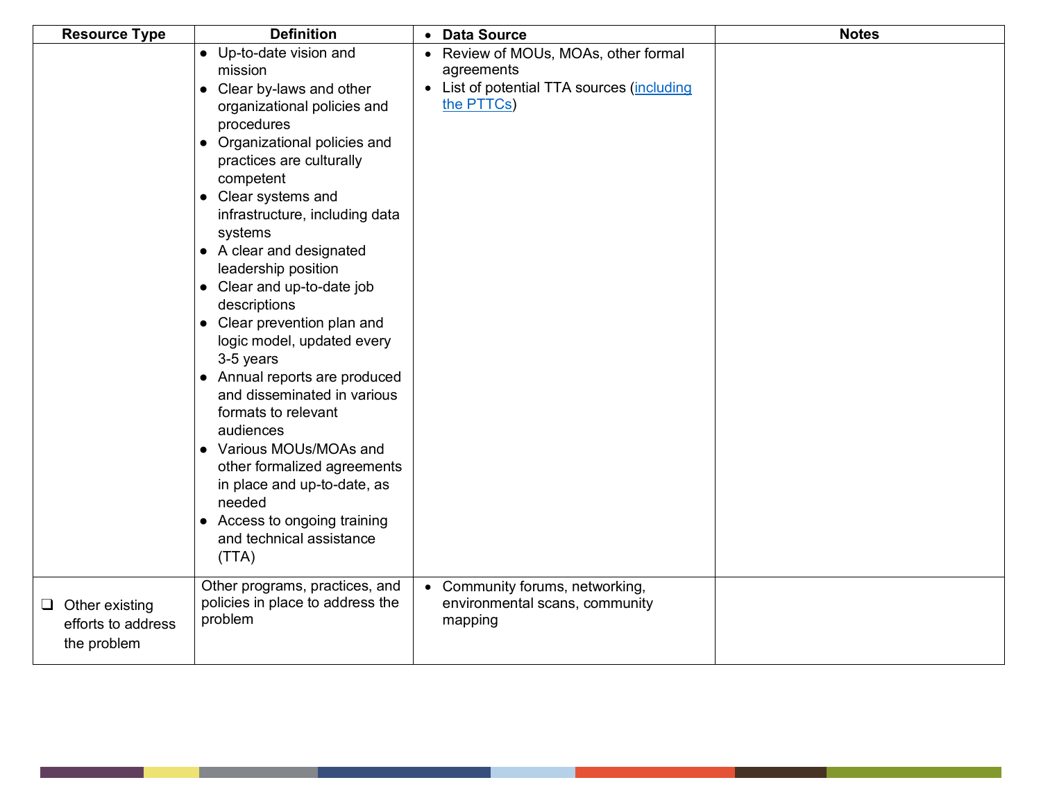| Resource Type | Definition | • Data Source | Notes |
|---|---|---|---|
| | • Up-to-date vision and mission<br>• Clear by-laws and other organizational policies and procedures<br>• Organizational policies and practices are culturally competent<br>• Clear systems and infrastructure, including data systems<br>• A clear and designated leadership position<br>• Clear and up-to-date job descriptions<br>• Clear prevention plan and logic model, updated every 3-5 years<br>• Annual reports are produced and disseminated in various formats to relevant audiences<br>• Various MOUs/MOAs and other formalized agreements in place and up-to-date, as needed<br>• Access to ongoing training and technical assistance (TTA) | • Review of MOUs, MOAs, other formal agreements<br>• List of potential TTA sources (including the PTTCs) | |
| ❑ Other existing efforts to address the problem | Other programs, practices, and policies in place to address the problem | • Community forums, networking, environmental scans, community mapping | |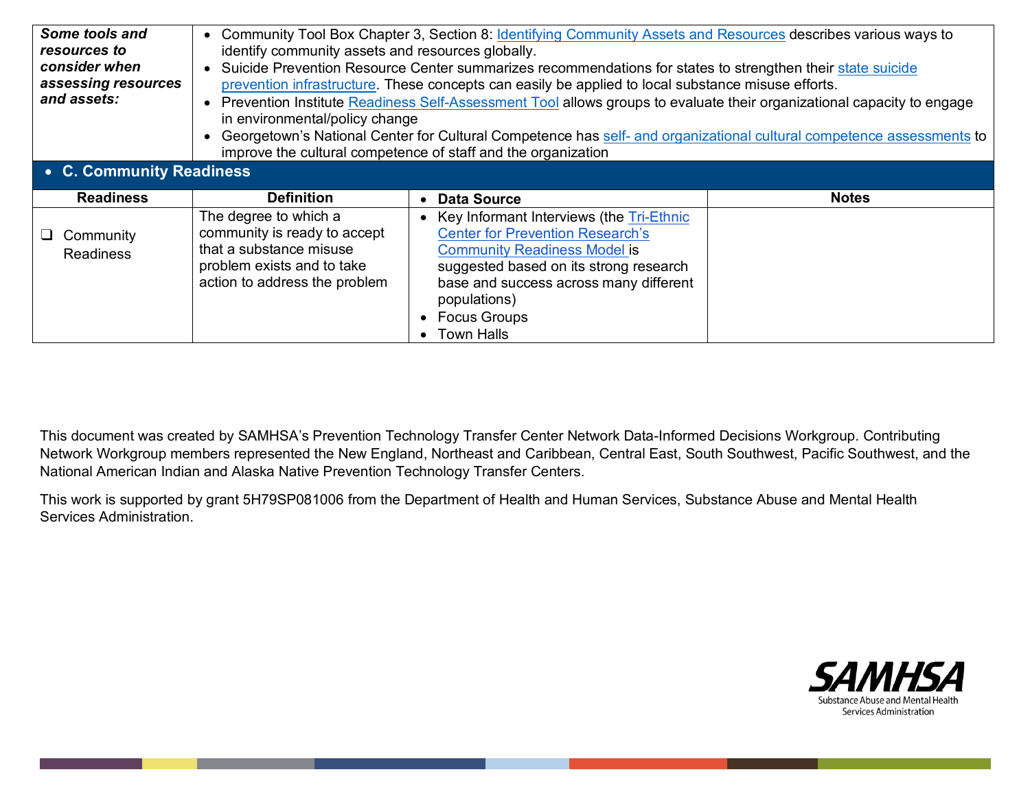| | |
|---|---|
| ***Some tools and resources to consider when assessing resources and assets:*** | • Community Tool Box Chapter 3, Section 8: Identifying Community Assets and Resources describes various ways to identify community assets and resources globally.<br>• Suicide Prevention Resource Center summarizes recommendations for states to strengthen their state suicide prevention infrastructure. These concepts can easily be applied to local substance misuse efforts.<br>• Prevention Institute Readiness Self-Assessment Tool allows groups to evaluate their organizational capacity to engage in environmental/policy change<br>• Georgetown's National Center for Cultural Competence has self- and organizational cultural competence assessments to improve the cultural competence of staff and the organization |

## C. Community Readiness

| Readiness | Definition | Data Source | Notes |
|---|---|---|---|
| ❑ Community Readiness | The degree to which a community is ready to accept that a substance misuse problem exists and to take action to address the problem | • Key Informant Interviews (the Tri-Ethnic Center for Prevention Research's Community Readiness Model is suggested based on its strong research base and success across many different populations)<br>• Focus Groups<br>• Town Halls | |

This document was created by SAMHSA's Prevention Technology Transfer Center Network Data-Informed Decisions Workgroup. Contributing Network Workgroup members represented the New England, Northeast and Caribbean, Central East, South Southwest, Pacific Southwest, and the National American Indian and Alaska Native Prevention Technology Transfer Centers.

This work is supported by grant 5H79SP081006 from the Department of Health and Human Services, Substance Abuse and Mental Health Services Administration.

SAMHSA
Substance Abuse and Mental Health Services Administration